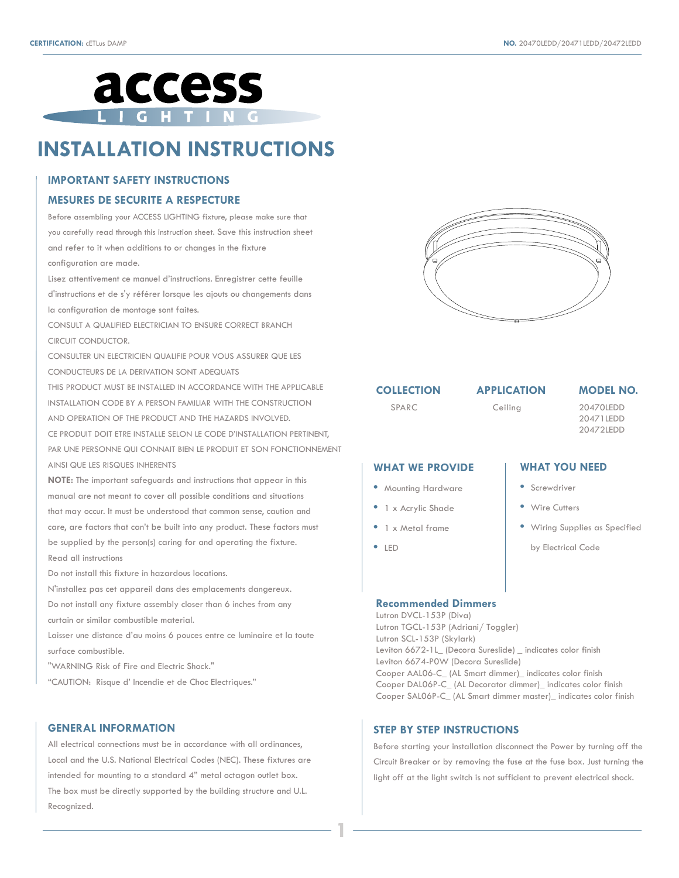**CERTIFICATION:** cETLus DAMP

**NO.** 20470LEDD/20471LEDD/20472LEDD

access LIGHTING

# INSTALLATION INSTRUCTIONS

## IMPORTANT SAFETY INSTRUCTIONS

## MESURES DE SECURITE A RESPECTURE

Before assembling your ACCESS LIGHTING fixture, please make sure that you carefully read through this instruction sheet. Save this instruction sheet and refer to it when additions to or changes in the fixture configuration are made.

Lisez attentivement ce manuel d'instructions. Enregistrer cette feuille d'instructions et de s'y référer lorsque les ajouts ou changements dans la configuration de montage sont faites.

CONSULT A QUALIFIED ELECTRICIAN TO ENSURE CORRECT BRANCH CIRCUIT CONDUCTOR.

CONSULTER UN ELECTRICIEN QUALIFIE POUR VOUS ASSURER QUE LES CONDUCTEURS DE LA DERIVATION SONT ADEQUATS

THIS PRODUCT MUST BE INSTALLED IN ACCORDANCE WITH THE APPLICABLE INSTALLATION CODE BY A PERSON FAMILIAR WITH THE CONSTRUCTION AND OPERATION OF THE PRODUCT AND THE HAZARDS INVOLVED.

CE PRODUIT DOIT ETRE INSTALLE SELON LE CODE D'INSTALLATION PERTINENT, PAR UNE PERSONNE QUI CONNAIT BIEN LE PRODUIT ET SON FONCTIONNEMENT AINSI QUE LES RISQUES INHERENTS

**NOTE:** The important safeguards and instructions that appear in this manual are not meant to cover all possible conditions and situations that may occur. It must be understood that common sense, caution and care, are factors that can't be built into any product. These factors must be supplied by the person(s) caring for and operating the fixture.

Read all instructions

Do not install this fixture in hazardous locations.

N'installez pas cet appareil dans des emplacements dangereux.

Do not install any fixture assembly closer than 6 inches from any curtain or similar combustible material.

Laisser une distance d'au moins 6 pouces entre ce luminaire et la toute surface combustible.

"WARNING Risk of Fire and Electric Shock."

"CAUTION: Risque d' Incendie et de Choc Electriques."

## GENERAL INFORMATION

All electrical connections must be in accordance with all ordinances, Local and the U.S. National Electrical Codes (NEC). These fixtures are intended for mounting to a standard 4" metal octagon outlet box. The box must be directly supported by the building structure and U.L. Recognized.

| COLLECTION | APPLICATION | MODEL NO. |
|---|---|---|
| SPARC | Ceiling | 20470LEDD<br>20471LEDD<br>20472LEDD |

## WHAT WE PROVIDE

- Mounting Hardware
- 1 x Acrylic Shade
- 1 x Metal frame
- LED

## WHAT YOU NEED

- Screwdriver
- Wire Cutters
- Wiring Supplies as Specified by Electrical Code

### Recommended Dimmers

Lutron DVCL-153P (Diva)
Lutron TGCL-153P (Adriani/ Toggler)
Lutron SCL-153P (Skylark)
Leviton 6672-1L_ (Decora Sureslide) _ indicates color finish
Leviton 6674-P0W (Decora Sureslide)
Cooper AAL06-C_ (AL Smart dimmer)_ indicates color finish
Cooper DAL06P-C_ (AL Decorator dimmer)_ indicates color finish
Cooper SAL06P-C_ (AL Smart dimmer master)_ indicates color finish

## STEP BY STEP INSTRUCTIONS

Before starting your installation disconnect the Power by turning off the Circuit Breaker or by removing the fuse at the fuse box. Just turning the light off at the light switch is not sufficient to prevent electrical shock.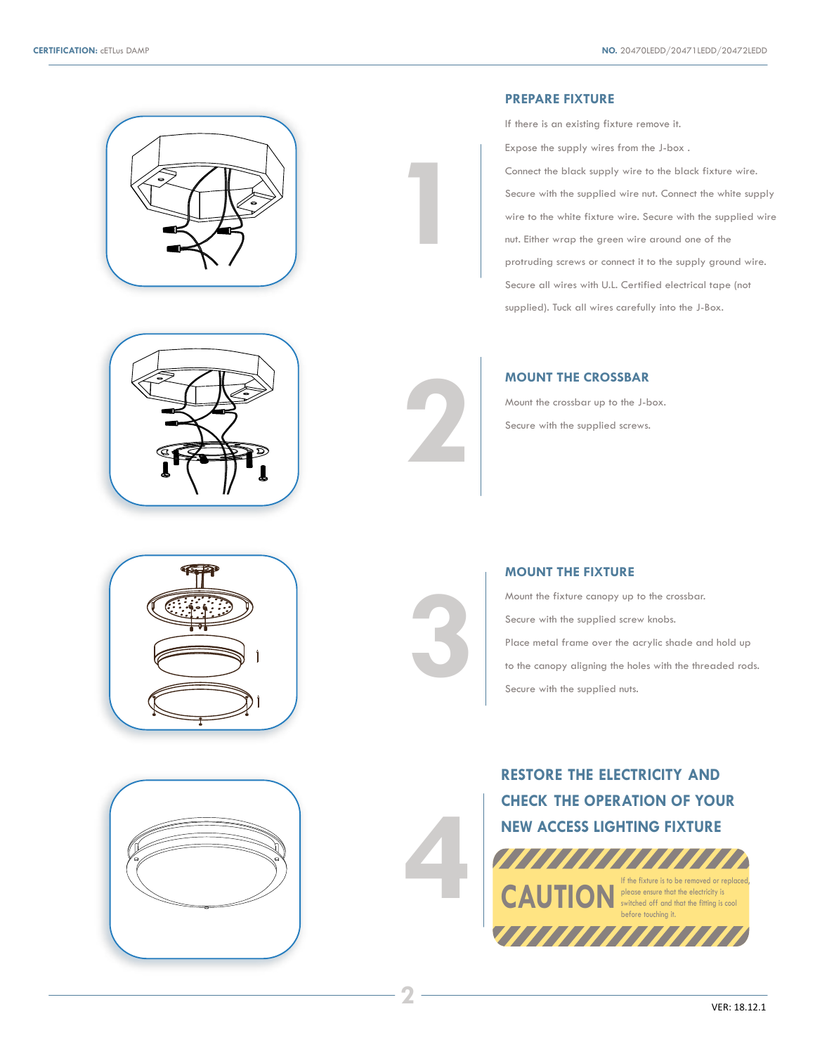## 1 PREPARE FIXTURE

If there is an existing fixture remove it.

Expose the supply wires from the J-box .

Connect the black supply wire to the black fixture wire. Secure with the supplied wire nut. Connect the white supply wire to the white fixture wire. Secure with the supplied wire nut. Either wrap the green wire around one of the protruding screws or connect it to the supply ground wire. Secure all wires with U.L. Certified electrical tape (not supplied). Tuck all wires carefully into the J-Box.

## 2 MOUNT THE CROSSBAR

Mount the crossbar up to the J-box.

Secure with the supplied screws.

## 3 MOUNT THE FIXTURE

Mount the fixture canopy up to the crossbar.

Secure with the supplied screw knobs.

Place metal frame over the acrylic shade and hold up to the canopy aligning the holes with the threaded rods.

Secure with the supplied nuts.

## 4 RESTORE THE ELECTRICITY AND CHECK THE OPERATION OF YOUR NEW ACCESS LIGHTING FIXTURE

**CAUTION** If the fixture is to be removed or replaced, please ensure that the electricity is switched off and that the fitting is cool before touching it.

VER: 18.12.1